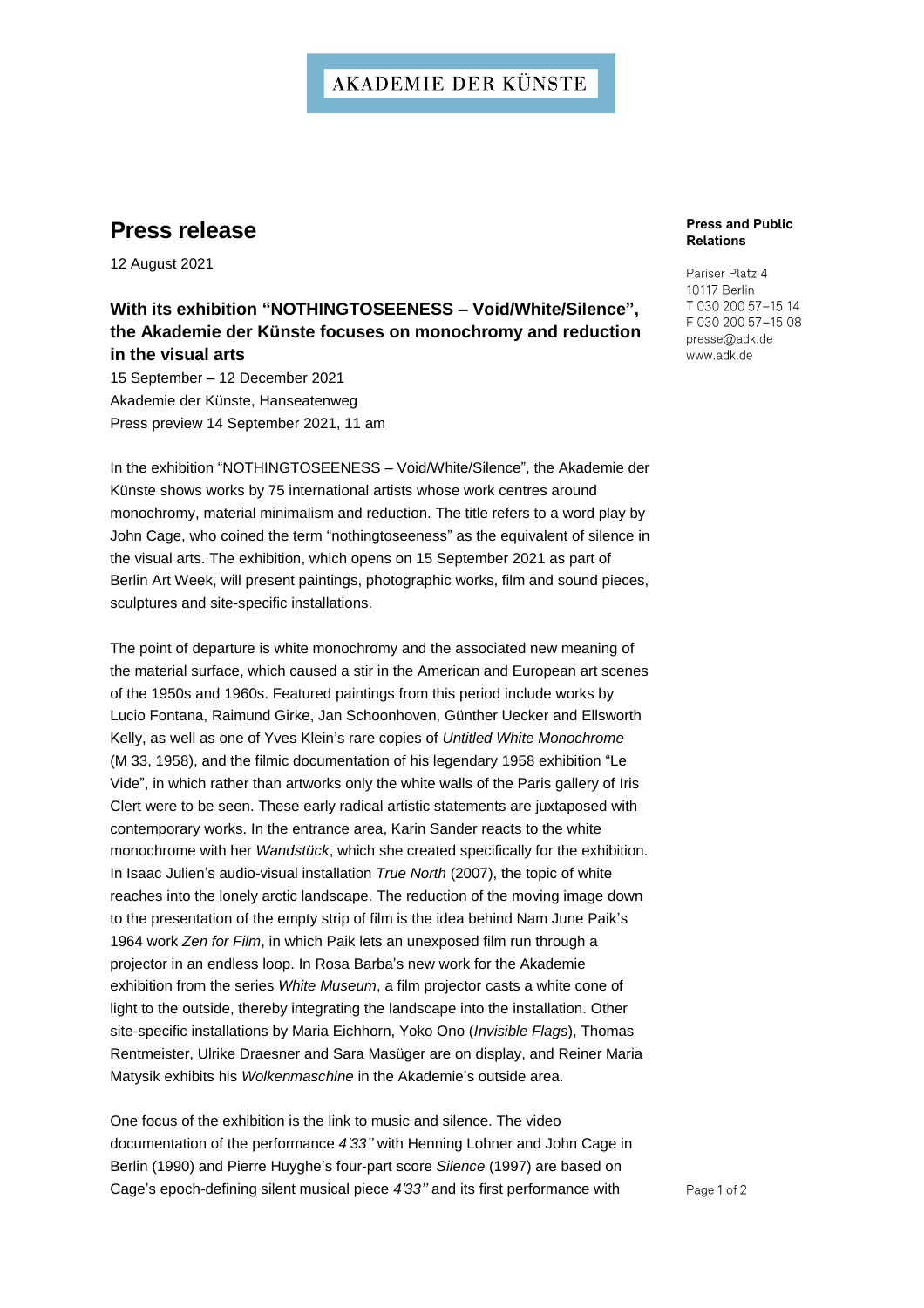AKADEMIE DER KÜNSTE

# Press release

12 August 2021

**Press and Public Relations**

Pariser Platz 4
10117 Berlin
T 030 200 57–15 14
F 030 200 57–15 08
presse@adk.de
www.adk.de

## With its exhibition "NOTHINGTOSEENESS – Void/White/Silence", the Akademie der Künste focuses on monochromy and reduction in the visual arts

15 September – 12 December 2021
Akademie der Künste, Hanseatenweg
Press preview 14 September 2021, 11 am

In the exhibition "NOTHINGTOSEENESS – Void/White/Silence", the Akademie der Künste shows works by 75 international artists whose work centres around monochromy, material minimalism and reduction. The title refers to a word play by John Cage, who coined the term "nothingtoseeness" as the equivalent of silence in the visual arts. The exhibition, which opens on 15 September 2021 as part of Berlin Art Week, will present paintings, photographic works, film and sound pieces, sculptures and site-specific installations.

The point of departure is white monochromy and the associated new meaning of the material surface, which caused a stir in the American and European art scenes of the 1950s and 1960s. Featured paintings from this period include works by Lucio Fontana, Raimund Girke, Jan Schoonhoven, Günther Uecker and Ellsworth Kelly, as well as one of Yves Klein's rare copies of *Untitled White Monochrome* (M 33, 1958), and the filmic documentation of his legendary 1958 exhibition "Le Vide", in which rather than artworks only the white walls of the Paris gallery of Iris Clert were to be seen. These early radical artistic statements are juxtaposed with contemporary works. In the entrance area, Karin Sander reacts to the white monochrome with her *Wandstück*, which she created specifically for the exhibition. In Isaac Julien's audio-visual installation *True North* (2007), the topic of white reaches into the lonely arctic landscape. The reduction of the moving image down to the presentation of the empty strip of film is the idea behind Nam June Paik's 1964 work *Zen for Film*, in which Paik lets an unexposed film run through a projector in an endless loop. In Rosa Barba's new work for the Akademie exhibition from the series *White Museum*, a film projector casts a white cone of light to the outside, thereby integrating the landscape into the installation. Other site-specific installations by Maria Eichhorn, Yoko Ono (*Invisible Flags*), Thomas Rentmeister, Ulrike Draesner and Sara Masüger are on display, and Reiner Maria Matysik exhibits his *Wolkenmaschine* in the Akademie's outside area.

One focus of the exhibition is the link to music and silence. The video documentation of the performance *4'33''* with Henning Lohner and John Cage in Berlin (1990) and Pierre Huyghe's four-part score *Silence* (1997) are based on Cage's epoch-defining silent musical piece *4'33''* and its first performance with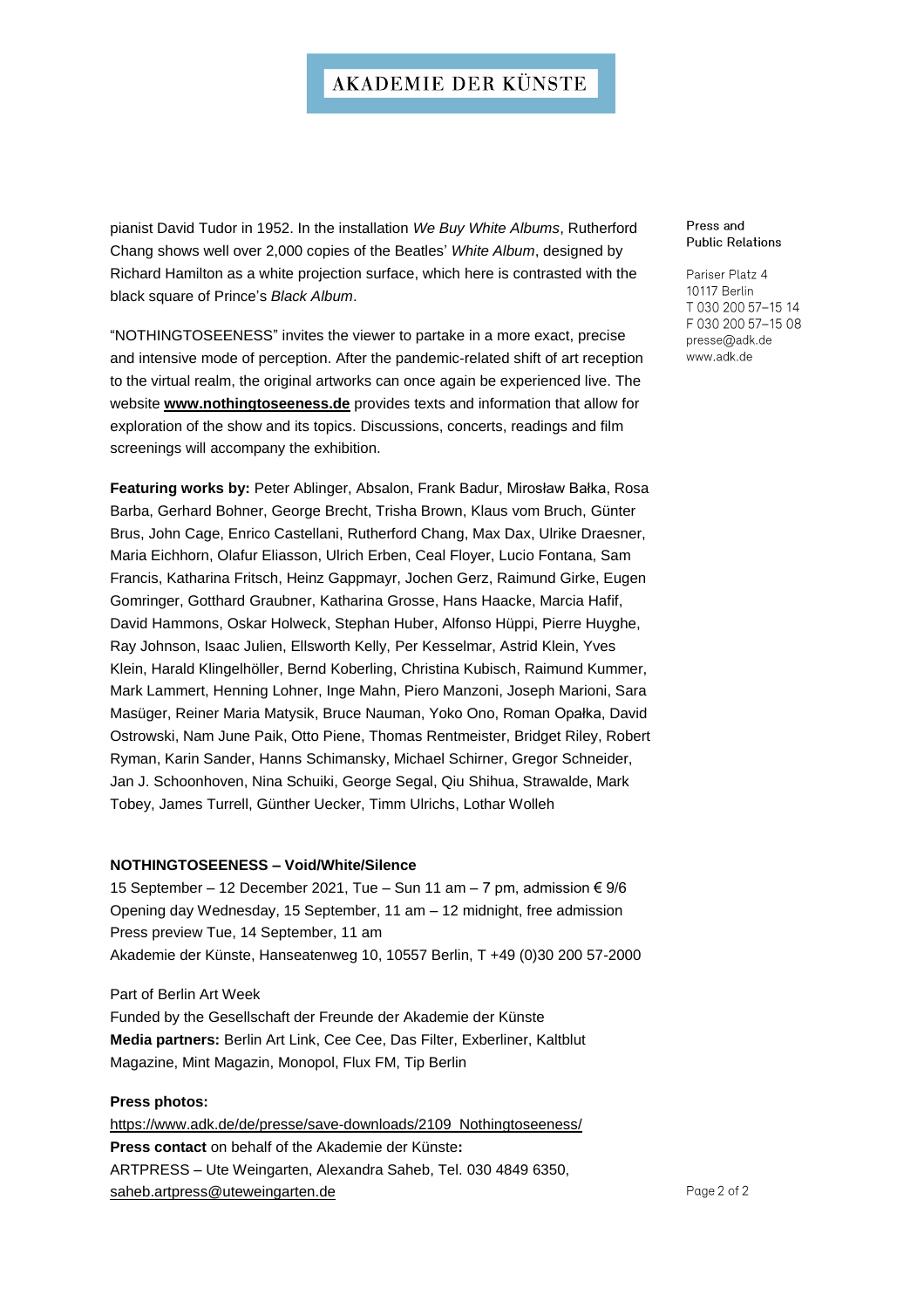pianist David Tudor in 1952. In the installation *We Buy White Albums*, Rutherford Chang shows well over 2,000 copies of the Beatles' *White Album*, designed by Richard Hamilton as a white projection surface, which here is contrasted with the black square of Prince's *Black Album*.

"NOTHINGTOSEENESS" invites the viewer to partake in a more exact, precise and intensive mode of perception. After the pandemic-related shift of art reception to the virtual realm, the original artworks can once again be experienced live. The website **www.nothingtoseeness.de** provides texts and information that allow for exploration of the show and its topics. Discussions, concerts, readings and film screenings will accompany the exhibition.

**Featuring works by:** Peter Ablinger, Absalon, Frank Badur, Mirosław Bałka, Rosa Barba, Gerhard Bohner, George Brecht, Trisha Brown, Klaus vom Bruch, Günter Brus, John Cage, Enrico Castellani, Rutherford Chang, Max Dax, Ulrike Draesner, Maria Eichhorn, Olafur Eliasson, Ulrich Erben, Ceal Floyer, Lucio Fontana, Sam Francis, Katharina Fritsch, Heinz Gappmayr, Jochen Gerz, Raimund Girke, Eugen Gomringer, Gotthard Graubner, Katharina Grosse, Hans Haacke, Marcia Hafif, David Hammons, Oskar Holweck, Stephan Huber, Alfonso Hüppi, Pierre Huyghe, Ray Johnson, Isaac Julien, Ellsworth Kelly, Per Kesselmar, Astrid Klein, Yves Klein, Harald Klingelhöller, Bernd Koberling, Christina Kubisch, Raimund Kummer, Mark Lammert, Henning Lohner, Inge Mahn, Piero Manzoni, Joseph Marioni, Sara Masüger, Reiner Maria Matysik, Bruce Nauman, Yoko Ono, Roman Opałka, David Ostrowski, Nam June Paik, Otto Piene, Thomas Rentmeister, Bridget Riley, Robert Ryman, Karin Sander, Hanns Schimansky, Michael Schirner, Gregor Schneider, Jan J. Schoonhoven, Nina Schuiki, George Segal, Qiu Shihua, Strawalde, Mark Tobey, James Turrell, Günther Uecker, Timm Ulrichs, Lothar Wolleh

**NOTHINGTOSEENESS – Void/White/Silence**
15 September – 12 December 2021, Tue – Sun 11 am – 7 pm, admission € 9/6
Opening day Wednesday, 15 September, 11 am – 12 midnight, free admission
Press preview Tue, 14 September, 11 am
Akademie der Künste, Hanseatenweg 10, 10557 Berlin, T +49 (0)30 200 57-2000

Part of Berlin Art Week
Funded by the Gesellschaft der Freunde der Akademie der Künste
**Media partners:** Berlin Art Link, Cee Cee, Das Filter, Exberliner, Kaltblut Magazine, Mint Magazin, Monopol, Flux FM, Tip Berlin

**Press photos:**
https://www.adk.de/de/presse/save-downloads/2109_Nothingtoseeness/
**Press contact** on behalf of the Akademie der Künste**:**
ARTPRESS – Ute Weingarten, Alexandra Saheb, Tel. 030 4849 6350, saheb.artpress@uteweingarten.de

**Press and Public Relations**

Pariser Platz 4
10117 Berlin
T 030 200 57–15 14
F 030 200 57–15 08
presse@adk.de
www.adk.de